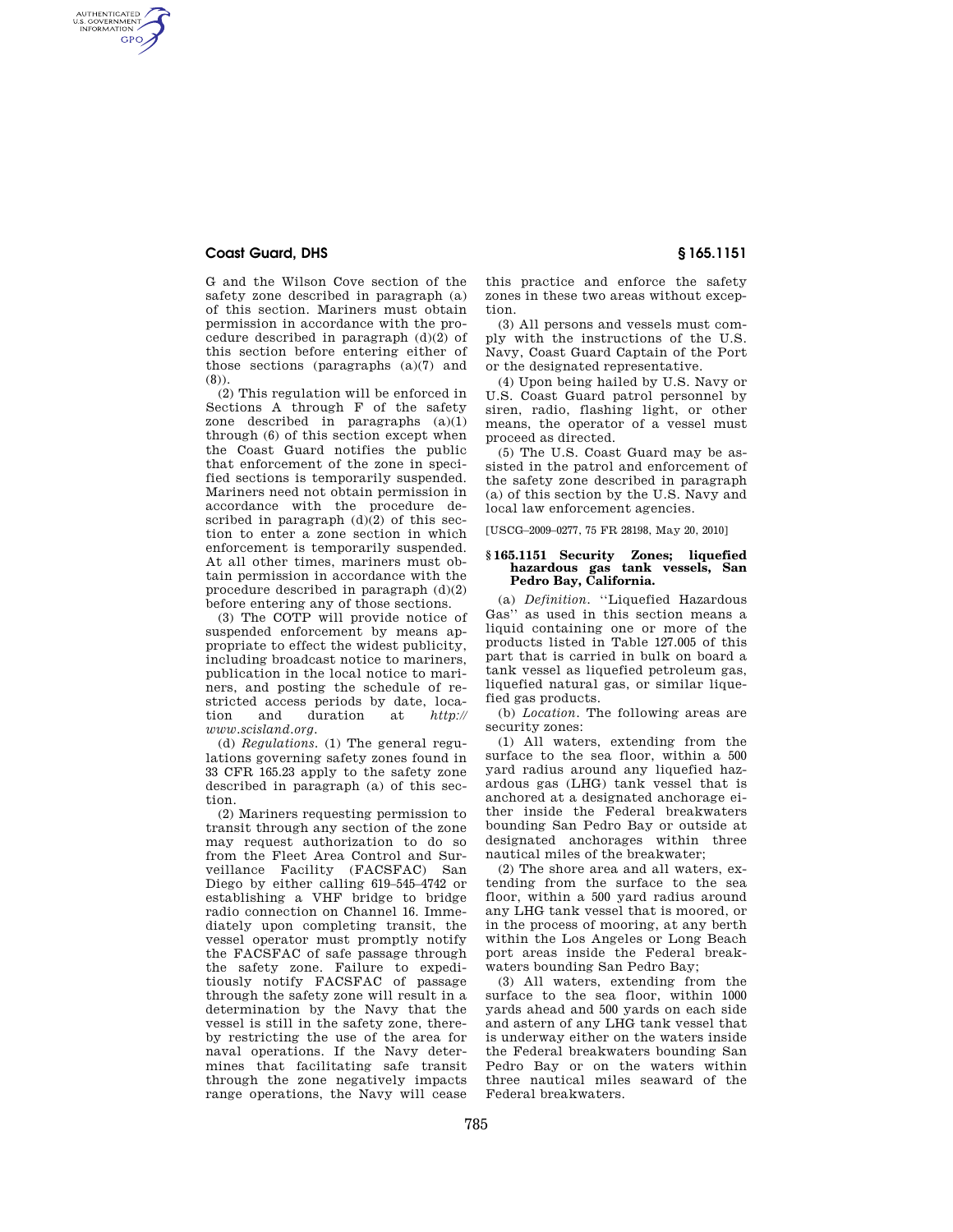G and the Wilson Cove section of the safety zone described in paragraph (a) of this section. Mariners must obtain permission in accordance with the procedure described in paragraph (d)(2) of this section before entering either of those sections (paragraphs (a)(7) and (8)).

(2) This regulation will be enforced in Sections A through F of the safety zone described in paragraphs (a)(1) through (6) of this section except when the Coast Guard notifies the public that enforcement of the zone in specified sections is temporarily suspended. Mariners need not obtain permission in accordance with the procedure described in paragraph (d)(2) of this section to enter a zone section in which enforcement is temporarily suspended. At all other times, mariners must obtain permission in accordance with the procedure described in paragraph (d)(2) before entering any of those sections.

(3) The COTP will provide notice of suspended enforcement by means appropriate to effect the widest publicity, including broadcast notice to mariners, publication in the local notice to mariners, and posting the schedule of restricted access periods by date, location and duration at *http://www.scisland.org*.

(d) *Regulations.* (1) The general regulations governing safety zones found in 33 CFR 165.23 apply to the safety zone described in paragraph (a) of this section.

(2) Mariners requesting permission to transit through any section of the zone may request authorization to do so from the Fleet Area Control and Surveillance Facility (FACSFAC) San Diego by either calling 619–545–4742 or establishing a VHF bridge to bridge radio connection on Channel 16. Immediately upon completing transit, the vessel operator must promptly notify the FACSFAC of safe passage through the safety zone. Failure to expeditiously notify FACSFAC of passage through the safety zone will result in a determination by the Navy that the vessel is still in the safety zone, thereby restricting the use of the area for naval operations. If the Navy determines that facilitating safe transit through the zone negatively impacts range operations, the Navy will cease this practice and enforce the safety zones in these two areas without exception.

(3) All persons and vessels must comply with the instructions of the U.S. Navy, Coast Guard Captain of the Port or the designated representative.

(4) Upon being hailed by U.S. Navy or U.S. Coast Guard patrol personnel by siren, radio, flashing light, or other means, the operator of a vessel must proceed as directed.

(5) The U.S. Coast Guard may be assisted in the patrol and enforcement of the safety zone described in paragraph (a) of this section by the U.S. Navy and local law enforcement agencies.

[USCG–2009–0277, 75 FR 28198, May 20, 2010]

## § 165.1151 Security Zones; liquefied hazardous gas tank vessels, San Pedro Bay, California.

(a) *Definition.* ''Liquefied Hazardous Gas'' as used in this section means a liquid containing one or more of the products listed in Table 127.005 of this part that is carried in bulk on board a tank vessel as liquefied petroleum gas, liquefied natural gas, or similar liquefied gas products.

(b) *Location.* The following areas are security zones:

(1) All waters, extending from the surface to the sea floor, within a 500 yard radius around any liquefied hazardous gas (LHG) tank vessel that is anchored at a designated anchorage either inside the Federal breakwaters bounding San Pedro Bay or outside at designated anchorages within three nautical miles of the breakwater;

(2) The shore area and all waters, extending from the surface to the sea floor, within a 500 yard radius around any LHG tank vessel that is moored, or in the process of mooring, at any berth within the Los Angeles or Long Beach port areas inside the Federal breakwaters bounding San Pedro Bay;

(3) All waters, extending from the surface to the sea floor, within 1000 yards ahead and 500 yards on each side and astern of any LHG tank vessel that is underway either on the waters inside the Federal breakwaters bounding San Pedro Bay or on the waters within three nautical miles seaward of the Federal breakwaters.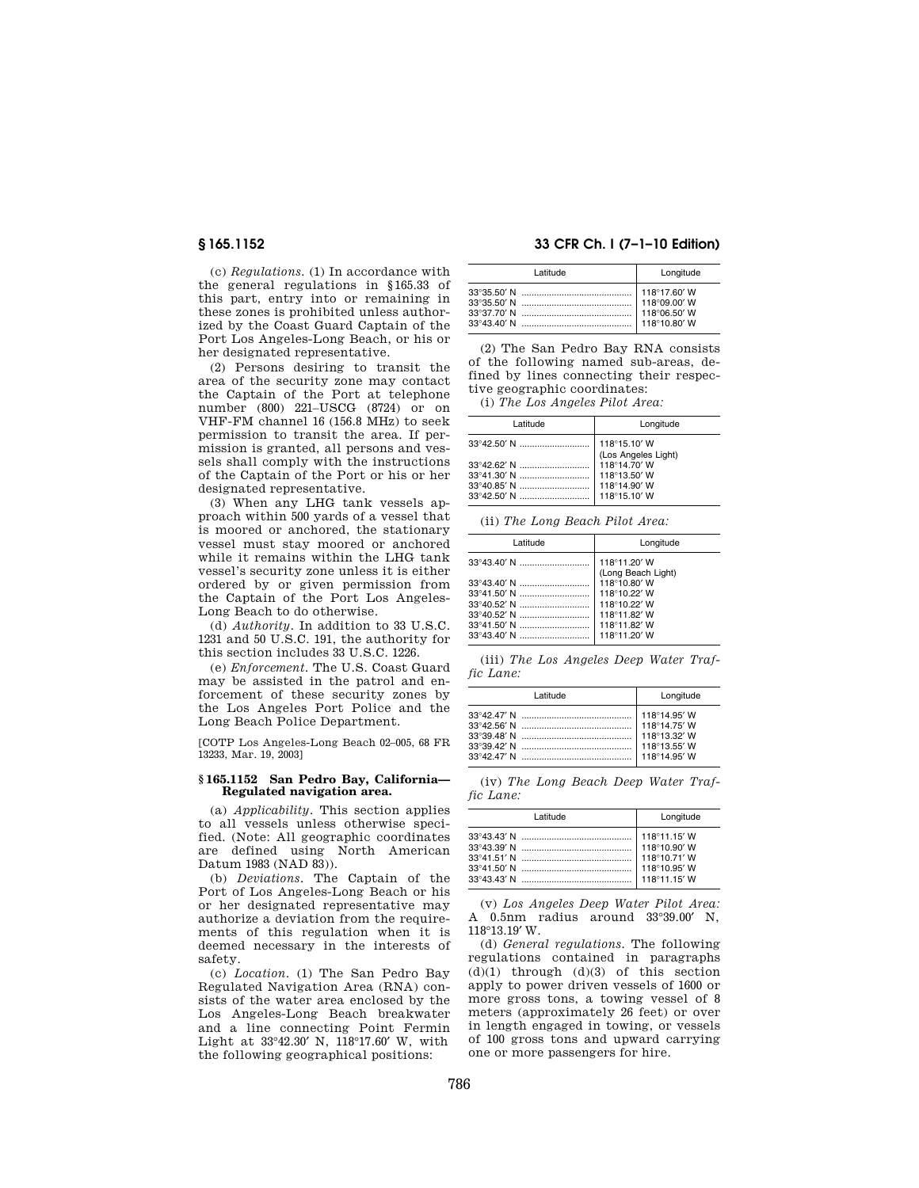(c) *Regulations.* (1) In accordance with the general regulations in §165.33 of this part, entry into or remaining in these zones is prohibited unless authorized by the Coast Guard Captain of the Port Los Angeles-Long Beach, or his or her designated representative.

(2) Persons desiring to transit the area of the security zone may contact the Captain of the Port at telephone number (800) 221–USCG (8724) or on VHF-FM channel 16 (156.8 MHz) to seek permission to transit the area. If permission is granted, all persons and vessels shall comply with the instructions of the Captain of the Port or his or her designated representative.

(3) When any LHG tank vessels approach within 500 yards of a vessel that is moored or anchored, the stationary vessel must stay moored or anchored while it remains within the LHG tank vessel's security zone unless it is either ordered by or given permission from the Captain of the Port Los Angeles-Long Beach to do otherwise.

(d) *Authority.* In addition to 33 U.S.C. 1231 and 50 U.S.C. 191, the authority for this section includes 33 U.S.C. 1226.

(e) *Enforcement.* The U.S. Coast Guard may be assisted in the patrol and enforcement of these security zones by the Los Angeles Port Police and the Long Beach Police Department.

[COTP Los Angeles-Long Beach 02–005, 68 FR 13233, Mar. 19, 2003]

## §165.1152 San Pedro Bay, California—Regulated navigation area.

(a) *Applicability.* This section applies to all vessels unless otherwise specified. (Note: All geographic coordinates are defined using North American Datum 1983 (NAD 83)).

(b) *Deviations.* The Captain of the Port of Los Angeles-Long Beach or his or her designated representative may authorize a deviation from the requirements of this regulation when it is deemed necessary in the interests of safety.

(c) *Location.* (1) The San Pedro Bay Regulated Navigation Area (RNA) consists of the water area enclosed by the Los Angeles-Long Beach breakwater and a line connecting Point Fermin Light at 33°42.30′ N, 118°17.60′ W, with the following geographical positions:

| Latitude | Longitude |
|---|---|
| 33°35.50′ N | 118°17.60′ W |
| 33°35.50′ N | 118°09.00′ W |
| 33°37.70′ N | 118°06.50′ W |
| 33°43.40′ N | 118°10.80′ W |

(2) The San Pedro Bay RNA consists of the following named sub-areas, defined by lines connecting their respective geographic coordinates:

(i) *The Los Angeles Pilot Area:*

| Latitude | Longitude |
|---|---|
| 33°42.50′ N | 118°15.10′ W (Los Angeles Light) |
| 33°42.62′ N | 118°14.70′ W |
| 33°41.30′ N | 118°13.50′ W |
| 33°40.85′ N | 118°14.90′ W |
| 33°42.50′ N | 118°15.10′ W |

(ii) *The Long Beach Pilot Area:*

| Latitude | Longitude |
|---|---|
| 33°43.40′ N | 118°11.20′ W (Long Beach Light) |
| 33°43.40′ N | 118°10.80′ W |
| 33°41.50′ N | 118°10.22′ W |
| 33°40.52′ N | 118°10.22′ W |
| 33°40.52′ N | 118°11.82′ W |
| 33°41.50′ N | 118°11.82′ W |
| 33°43.40′ N | 118°11.20′ W |

(iii) *The Los Angeles Deep Water Traffic Lane:*

| Latitude | Longitude |
|---|---|
| 33°42.47′ N | 118°14.95′ W |
| 33°42.56′ N | 118°14.75′ W |
| 33°39.48′ N | 118°13.32′ W |
| 33°39.42′ N | 118°13.55′ W |
| 33°42.47′ N | 118°14.95′ W |

(iv) *The Long Beach Deep Water Traffic Lane:*

| Latitude | Longitude |
|---|---|
| 33°43.43′ N | 118°11.15′ W |
| 33°43.39′ N | 118°10.90′ W |
| 33°41.51′ N | 118°10.71′ W |
| 33°41.50′ N | 118°10.95′ W |
| 33°43.43′ N | 118°11.15′ W |

(v) *Los Angeles Deep Water Pilot Area:* A 0.5nm radius around 33°39.00′ N, 118°13.19′ W.

(d) *General regulations.* The following regulations contained in paragraphs (d)(1) through (d)(3) of this section apply to power driven vessels of 1600 or more gross tons, a towing vessel of 8 meters (approximately 26 feet) or over in length engaged in towing, or vessels of 100 gross tons and upward carrying one or more passengers for hire.